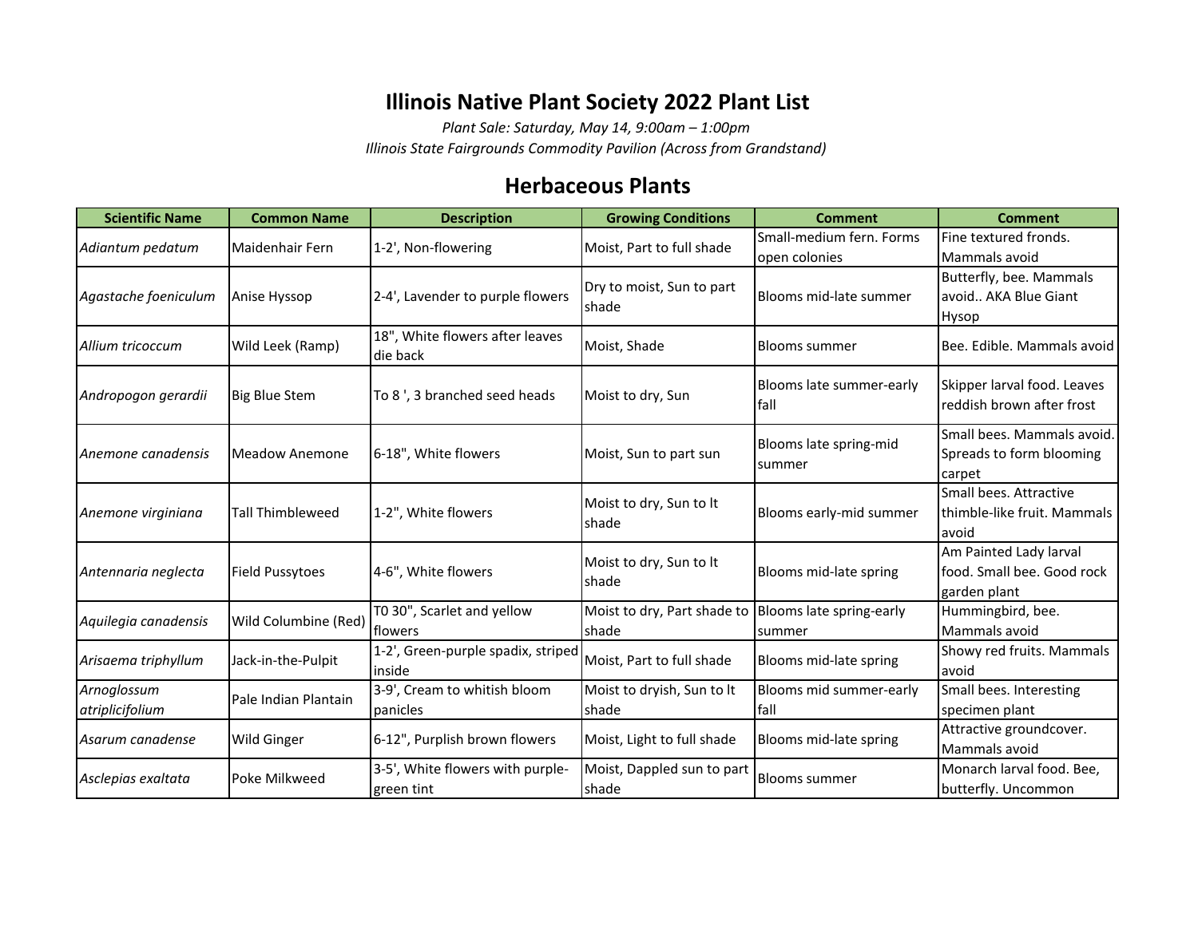# Illinois Native Plant Society 2022 Plant List

*Plant Sale: Saturday, May 14, 9:00am – 1:00pm*

*Illinois State Fairgrounds Commodity Pavilion (Across from Grandstand)*

## Herbaceous Plants

| Scientific Name | Common Name | Description | Growing Conditions | Comment | Comment |
|---|---|---|---|---|---|
| *Adiantum pedatum* | Maidenhair Fern | 1-2', Non-flowering | Moist, Part to full shade | Small-medium fern. Forms open colonies | Fine textured fronds. Mammals avoid |
| *Agastache foeniculum* | Anise Hyssop | 2-4', Lavender to purple flowers | Dry to moist, Sun to part shade | Blooms mid-late summer | Butterfly, bee. Mammals avoid.. AKA Blue Giant Hysop |
| *Allium tricoccum* | Wild Leek (Ramp) | 18", White flowers after leaves die back | Moist, Shade | Blooms summer | Bee. Edible. Mammals avoid |
| *Andropogon gerardii* | Big Blue Stem | To 8 ', 3 branched seed heads | Moist to dry, Sun | Blooms late summer-early fall | Skipper larval food. Leaves reddish brown after frost |
| *Anemone canadensis* | Meadow Anemone | 6-18", White flowers | Moist, Sun to part sun | Blooms late spring-mid summer | Small bees. Mammals avoid. Spreads to form blooming carpet |
| *Anemone virginiana* | Tall Thimbleweed | 1-2", White flowers | Moist to dry, Sun to lt shade | Blooms early-mid summer | Small bees. Attractive thimble-like fruit. Mammals avoid |
| *Antennaria neglecta* | Field Pussytoes | 4-6", White flowers | Moist to dry, Sun to lt shade | Blooms mid-late spring | Am Painted Lady larval food. Small bee. Good rock garden plant |
| *Aquilegia canadensis* | Wild Columbine (Red) | T0 30", Scarlet and yellow flowers | Moist to dry, Part shade to shade | Blooms late spring-early summer | Hummingbird, bee. Mammals avoid |
| *Arisaema triphyllum* | Jack-in-the-Pulpit | 1-2', Green-purple spadix, striped inside | Moist, Part to full shade | Blooms mid-late spring | Showy red fruits. Mammals avoid |
| *Arnoglossum atriplicifolium* | Pale Indian Plantain | 3-9', Cream to whitish bloom panicles | Moist to dryish, Sun to lt shade | Blooms mid summer-early fall | Small bees. Interesting specimen plant |
| *Asarum canadense* | Wild Ginger | 6-12", Purplish brown flowers | Moist, Light to full shade | Blooms mid-late spring | Attractive groundcover. Mammals avoid |
| *Asclepias exaltata* | Poke Milkweed | 3-5', White flowers with purple-green tint | Moist, Dappled sun to part shade | Blooms summer | Monarch larval food. Bee, butterfly. Uncommon |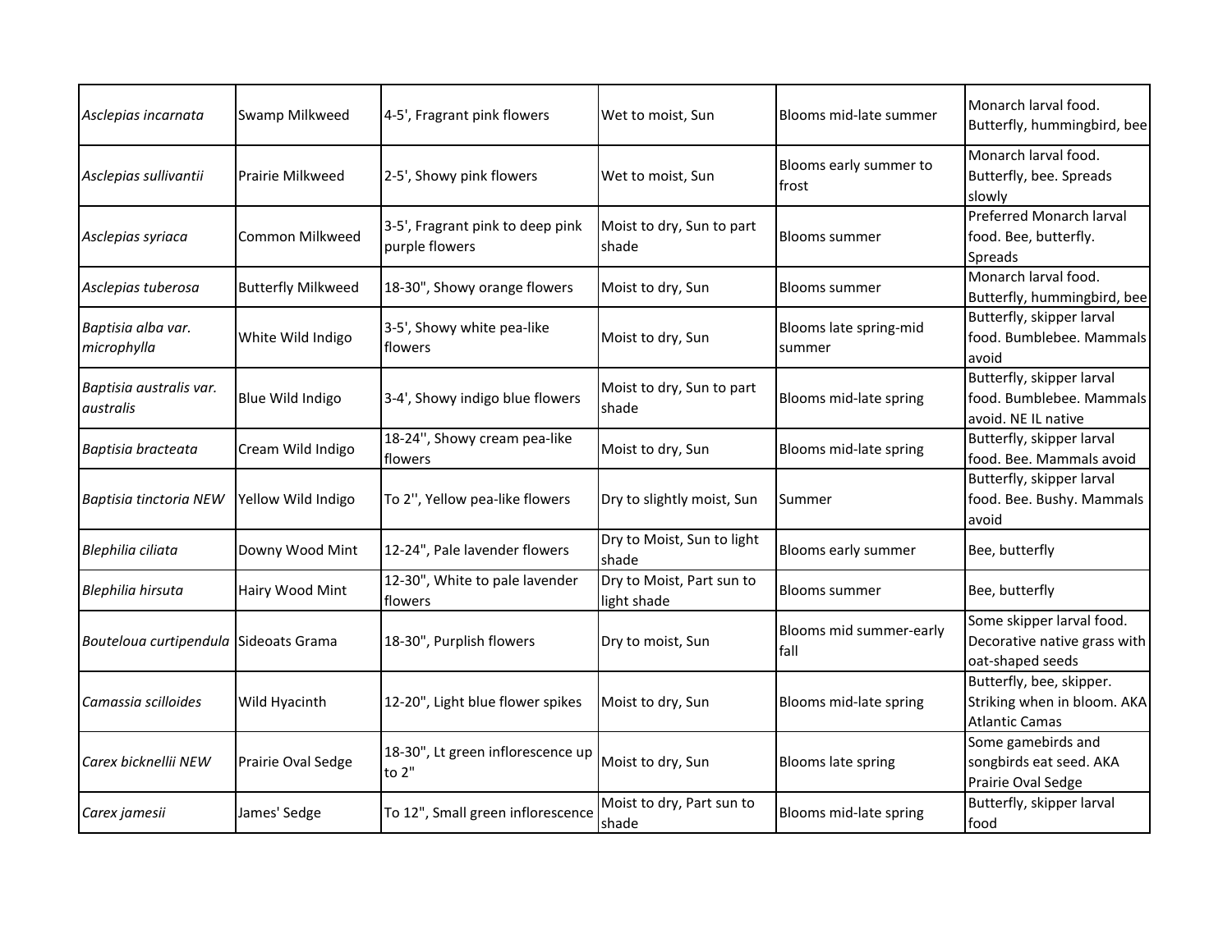| | | | | | |
|---|---|---|---|---|---|
| *Asclepias incarnata* | Swamp Milkweed | 4-5', Fragrant pink flowers | Wet to moist, Sun | Blooms mid-late summer | Monarch larval food. Butterfly, hummingbird, bee |
| *Asclepias sullivantii* | Prairie Milkweed | 2-5', Showy pink flowers | Wet to moist, Sun | Blooms early summer to frost | Monarch larval food. Butterfly, bee. Spreads slowly |
| *Asclepias syriaca* | Common Milkweed | 3-5', Fragrant pink to deep pink purple flowers | Moist to dry, Sun to part shade | Blooms summer | Preferred Monarch larval food. Bee, butterfly. Spreads |
| *Asclepias tuberosa* | Butterfly Milkweed | 18-30", Showy orange flowers | Moist to dry, Sun | Blooms summer | Monarch larval food. Butterfly, hummingbird, bee |
| *Baptisia alba var. microphylla* | White Wild Indigo | 3-5', Showy white pea-like flowers | Moist to dry, Sun | Blooms late spring-mid summer | Butterfly, skipper larval food. Bumblebee. Mammals avoid |
| *Baptisia australis var. australis* | Blue Wild Indigo | 3-4', Showy indigo blue flowers | Moist to dry, Sun to part shade | Blooms mid-late spring | Butterfly, skipper larval food. Bumblebee. Mammals avoid. NE IL native |
| *Baptisia bracteata* | Cream Wild Indigo | 18-24", Showy cream pea-like flowers | Moist to dry, Sun | Blooms mid-late spring | Butterfly, skipper larval food. Bee. Mammals avoid |
| *Baptisia tinctoria NEW* | Yellow Wild Indigo | To 2'', Yellow pea-like flowers | Dry to slightly moist, Sun | Summer | Butterfly, skipper larval food. Bee. Bushy. Mammals avoid |
| *Blephilia ciliata* | Downy Wood Mint | 12-24", Pale lavender flowers | Dry to Moist, Sun to light shade | Blooms early summer | Bee, butterfly |
| *Blephilia hirsuta* | Hairy Wood Mint | 12-30", White to pale lavender flowers | Dry to Moist, Part sun to light shade | Blooms summer | Bee, butterfly |
| *Bouteloua curtipendula* | Sideoats Grama | 18-30", Purplish flowers | Dry to moist, Sun | Blooms mid summer-early fall | Some skipper larval food. Decorative native grass with oat-shaped seeds |
| *Camassia scilloides* | Wild Hyacinth | 12-20", Light blue flower spikes | Moist to dry, Sun | Blooms mid-late spring | Butterfly, bee, skipper. Striking when in bloom. AKA Atlantic Camas |
| *Carex bicknellii NEW* | Prairie Oval Sedge | 18-30", Lt green inflorescence up to 2" | Moist to dry, Sun | Blooms late spring | Some gamebirds and songbirds eat seed. AKA Prairie Oval Sedge |
| *Carex jamesii* | James' Sedge | To 12", Small green inflorescence | Moist to dry, Part sun to shade | Blooms mid-late spring | Butterfly, skipper larval food |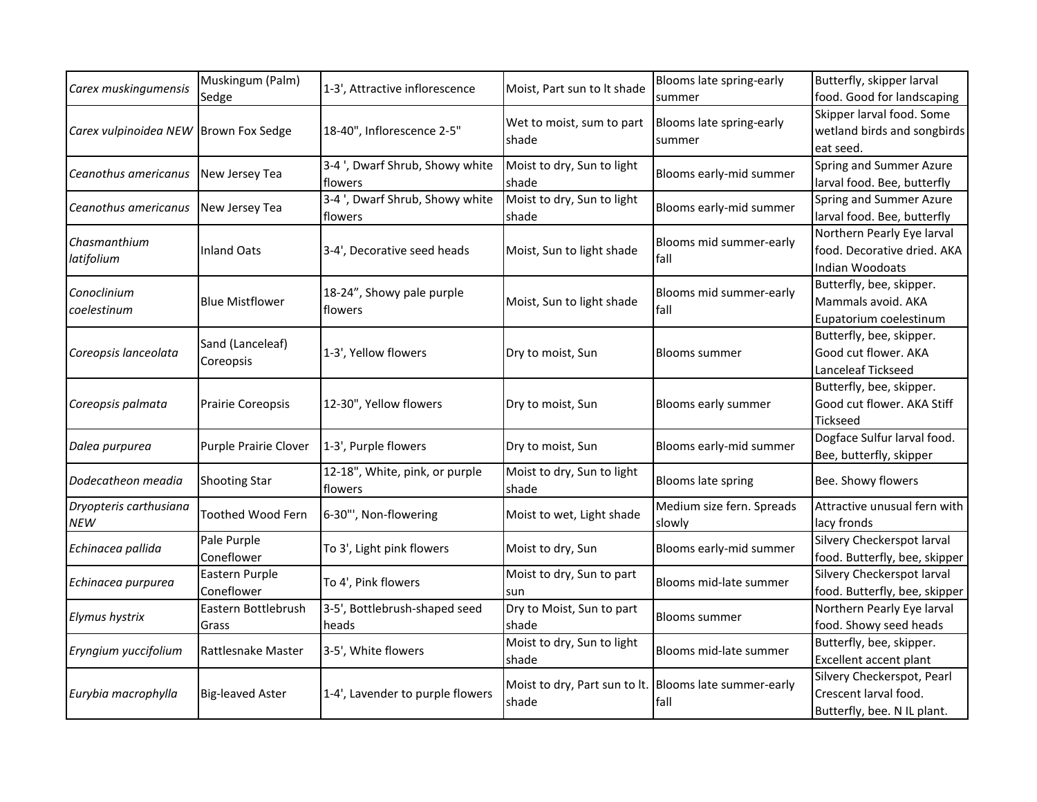| | | | | | |
|---|---|---|---|---|---|
| *Carex muskingumensis* | Muskingum (Palm) Sedge | 1-3', Attractive inflorescence | Moist, Part sun to lt shade | Blooms late spring-early summer | Butterfly, skipper larval food. Good for landscaping |
| *Carex vulpinoidea NEW* | Brown Fox Sedge | 18-40", Inflorescence 2-5" | Wet to moist, sum to part shade | Blooms late spring-early summer | Skipper larval food. Some wetland birds and songbirds eat seed. |
| *Ceanothus americanus* | New Jersey Tea | 3-4 ', Dwarf Shrub, Showy white flowers | Moist to dry, Sun to light shade | Blooms early-mid summer | Spring and Summer Azure larval food. Bee, butterfly |
| *Ceanothus americanus* | New Jersey Tea | 3-4 ', Dwarf Shrub, Showy white flowers | Moist to dry, Sun to light shade | Blooms early-mid summer | Spring and Summer Azure larval food. Bee, butterfly |
| *Chasmanthium latifolium* | Inland Oats | 3-4', Decorative seed heads | Moist, Sun to light shade | Blooms mid summer-early fall | Northern Pearly Eye larval food. Decorative dried. AKA Indian Woodoats |
| *Conoclinium coelestinum* | Blue Mistflower | 18-24", Showy pale purple flowers | Moist, Sun to light shade | Blooms mid summer-early fall | Butterfly, bee, skipper. Mammals avoid. AKA Eupatorium coelestinum |
| *Coreopsis lanceolata* | Sand (Lanceleaf) Coreopsis | 1-3', Yellow flowers | Dry to moist, Sun | Blooms summer | Butterfly, bee, skipper. Good cut flower. AKA Lanceleaf Tickseed |
| *Coreopsis palmata* | Prairie Coreopsis | 12-30", Yellow flowers | Dry to moist, Sun | Blooms early summer | Butterfly, bee, skipper. Good cut flower. AKA Stiff Tickseed |
| *Dalea purpurea* | Purple Prairie Clover | 1-3', Purple flowers | Dry to moist, Sun | Blooms early-mid summer | Dogface Sulfur larval food. Bee, butterfly, skipper |
| *Dodecatheon meadia* | Shooting Star | 12-18", White, pink, or purple flowers | Moist to dry, Sun to light shade | Blooms late spring | Bee. Showy flowers |
| *Dryopteris carthusiana NEW* | Toothed Wood Fern | 6-30"', Non-flowering | Moist to wet, Light shade | Medium size fern. Spreads slowly | Attractive unusual fern with lacy fronds |
| *Echinacea pallida* | Pale Purple Coneflower | To 3', Light pink flowers | Moist to dry, Sun | Blooms early-mid summer | Silvery Checkerspot larval food. Butterfly, bee, skipper |
| *Echinacea purpurea* | Eastern Purple Coneflower | To 4', Pink flowers | Moist to dry, Sun to part sun | Blooms mid-late summer | Silvery Checkerspot larval food. Butterfly, bee, skipper |
| *Elymus hystrix* | Eastern Bottlebrush Grass | 3-5', Bottlebrush-shaped seed heads | Dry to Moist, Sun to part shade | Blooms summer | Northern Pearly Eye larval food. Showy seed heads |
| *Eryngium yuccifolium* | Rattlesnake Master | 3-5', White flowers | Moist to dry, Sun to light shade | Blooms mid-late summer | Butterfly, bee, skipper. Excellent accent plant |
| *Eurybia macrophylla* | Big-leaved Aster | 1-4', Lavender to purple flowers | Moist to dry, Part sun to lt. shade | Blooms late summer-early fall | Silvery Checkerspot, Pearl Crescent larval food. Butterfly, bee. N IL plant. |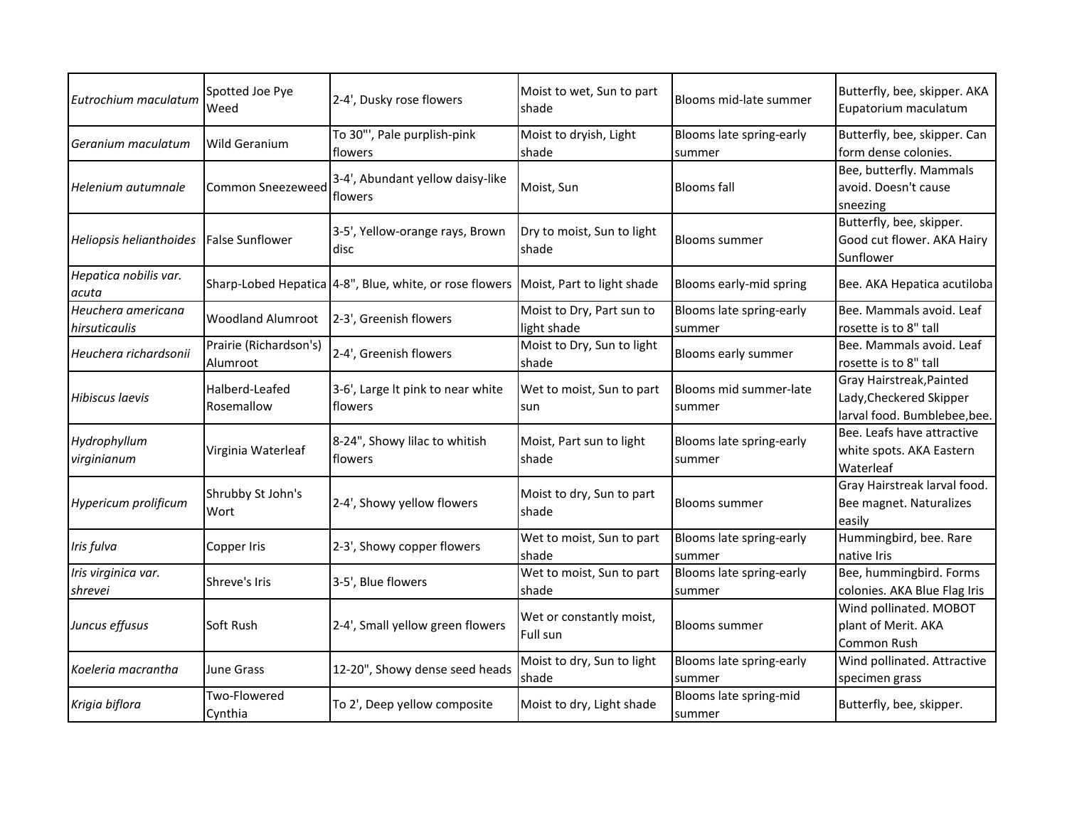| | | | | | |
|---|---|---|---|---|---|
| *Eutrochium maculatum* | Spotted Joe Pye Weed | 2-4', Dusky rose flowers | Moist to wet, Sun to part shade | Blooms mid-late summer | Butterfly, bee, skipper. AKA Eupatorium maculatum |
| *Geranium maculatum* | Wild Geranium | To 30"', Pale purplish-pink flowers | Moist to dryish, Light shade | Blooms late spring-early summer | Butterfly, bee, skipper. Can form dense colonies. |
| *Helenium autumnale* | Common Sneezeweed | 3-4', Abundant yellow daisy-like flowers | Moist, Sun | Blooms fall | Bee, butterfly. Mammals avoid. Doesn't cause sneezing |
| *Heliopsis helianthoides* | False Sunflower | 3-5', Yellow-orange rays, Brown disc | Dry to moist, Sun to light shade | Blooms summer | Butterfly, bee, skipper. Good cut flower. AKA Hairy Sunflower |
| *Hepatica nobilis var. acuta* | Sharp-Lobed Hepatica | 4-8", Blue, white, or rose flowers | Moist, Part to light shade | Blooms early-mid spring | Bee. AKA Hepatica acutiloba |
| *Heuchera americana hirsuticaulis* | Woodland Alumroot | 2-3', Greenish flowers | Moist to Dry, Part sun to light shade | Blooms late spring-early summer | Bee. Mammals avoid. Leaf rosette is to 8" tall |
| *Heuchera richardsonii* | Prairie (Richardson's) Alumroot | 2-4', Greenish flowers | Moist to Dry, Sun to light shade | Blooms early summer | Bee. Mammals avoid. Leaf rosette is to 8" tall |
| *Hibiscus laevis* | Halberd-Leafed Rosemallow | 3-6', Large lt pink to near white flowers | Wet to moist, Sun to part sun | Blooms mid summer-late summer | Gray Hairstreak,Painted Lady,Checkered Skipper larval food. Bumblebee,bee. |
| *Hydrophyllum virginianum* | Virginia Waterleaf | 8-24", Showy lilac to whitish flowers | Moist, Part sun to light shade | Blooms late spring-early summer | Bee. Leafs have attractive white spots. AKA Eastern Waterleaf |
| *Hypericum prolificum* | Shrubby St John's Wort | 2-4', Showy yellow flowers | Moist to dry, Sun to part shade | Blooms summer | Gray Hairstreak larval food. Bee magnet. Naturalizes easily |
| *Iris fulva* | Copper Iris | 2-3', Showy copper flowers | Wet to moist, Sun to part shade | Blooms late spring-early summer | Hummingbird, bee. Rare native Iris |
| *Iris virginica var. shrevei* | Shreve's Iris | 3-5', Blue flowers | Wet to moist, Sun to part shade | Blooms late spring-early summer | Bee, hummingbird. Forms colonies. AKA Blue Flag Iris |
| *Juncus effusus* | Soft Rush | 2-4', Small yellow green flowers | Wet or constantly moist, Full sun | Blooms summer | Wind pollinated. MOBOT plant of Merit. AKA Common Rush |
| *Koeleria macrantha* | June Grass | 12-20", Showy dense seed heads | Moist to dry, Sun to light shade | Blooms late spring-early summer | Wind pollinated. Attractive specimen grass |
| *Krigia biflora* | Two-Flowered Cynthia | To 2', Deep yellow composite | Moist to dry, Light shade | Blooms late spring-mid summer | Butterfly, bee, skipper. |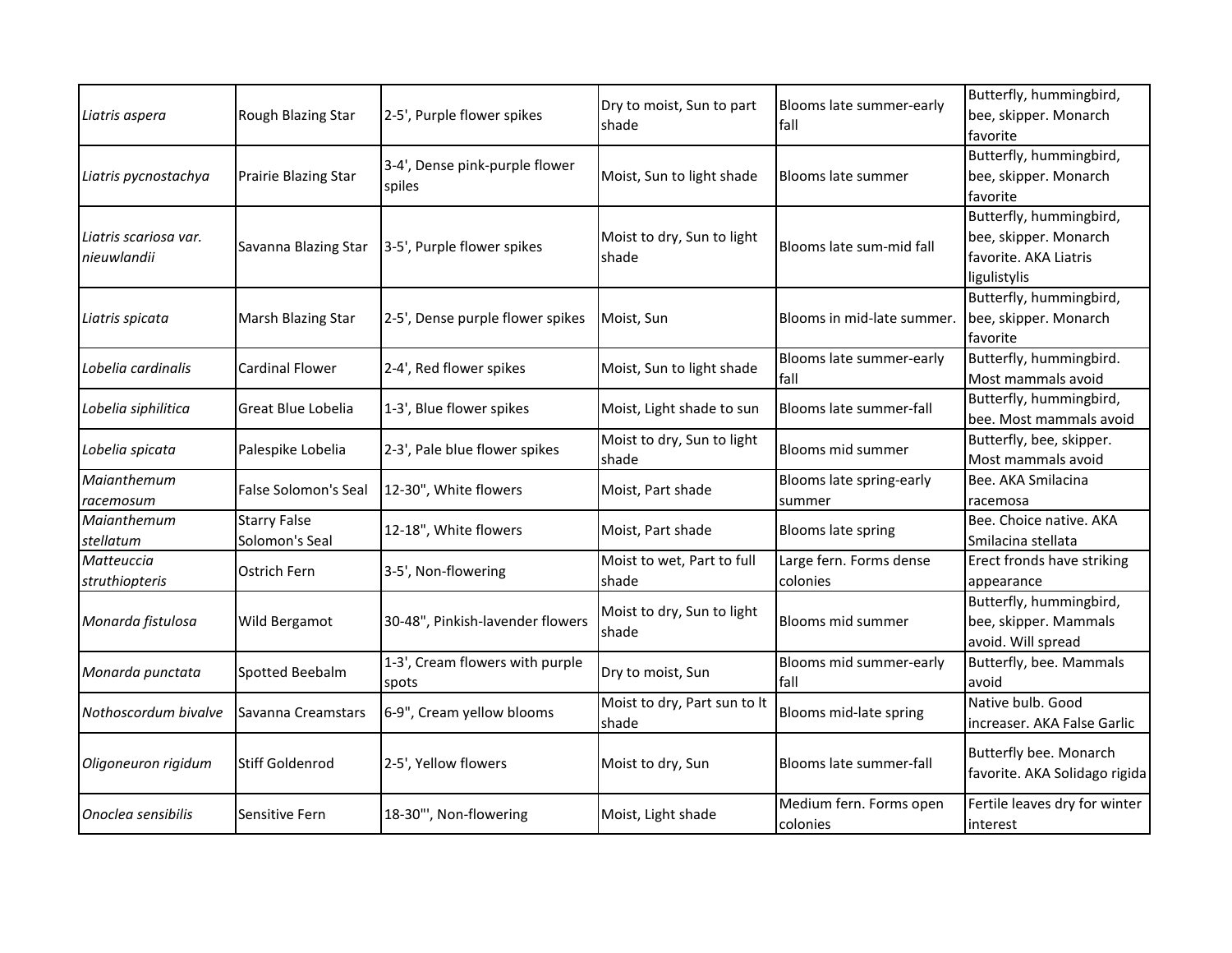| | | | | | |
|---|---|---|---|---|---|
| *Liatris aspera* | Rough Blazing Star | 2-5', Purple flower spikes | Dry to moist, Sun to part shade | Blooms late summer-early fall | Butterfly, hummingbird, bee, skipper. Monarch favorite |
| *Liatris pycnostachya* | Prairie Blazing Star | 3-4', Dense pink-purple flower spiles | Moist, Sun to light shade | Blooms late summer | Butterfly, hummingbird, bee, skipper. Monarch favorite |
| *Liatris scariosa var. nieuwlandii* | Savanna Blazing Star | 3-5', Purple flower spikes | Moist to dry, Sun to light shade | Blooms late sum-mid fall | Butterfly, hummingbird, bee, skipper. Monarch favorite. AKA Liatris ligulistylis |
| *Liatris spicata* | Marsh Blazing Star | 2-5', Dense purple flower spikes | Moist, Sun | Blooms in mid-late summer. | Butterfly, hummingbird, bee, skipper. Monarch favorite |
| *Lobelia cardinalis* | Cardinal Flower | 2-4', Red flower spikes | Moist, Sun to light shade | Blooms late summer-early fall | Butterfly, hummingbird. Most mammals avoid |
| *Lobelia siphilitica* | Great Blue Lobelia | 1-3', Blue flower spikes | Moist, Light shade to sun | Blooms late summer-fall | Butterfly, hummingbird, bee. Most mammals avoid |
| *Lobelia spicata* | Palespike Lobelia | 2-3', Pale blue flower spikes | Moist to dry, Sun to light shade | Blooms mid summer | Butterfly, bee, skipper. Most mammals avoid |
| *Maianthemum racemosum* | False Solomon's Seal | 12-30", White flowers | Moist, Part shade | Blooms late spring-early summer | Bee. AKA Smilacina racemosa |
| *Maianthemum stellatum* | Starry False Solomon's Seal | 12-18", White flowers | Moist, Part shade | Blooms late spring | Bee. Choice native. AKA Smilacina stellata |
| *Matteuccia struthiopteris* | Ostrich Fern | 3-5', Non-flowering | Moist to wet, Part to full shade | Large fern. Forms dense colonies | Erect fronds have striking appearance |
| *Monarda fistulosa* | Wild Bergamot | 30-48", Pinkish-lavender flowers | Moist to dry, Sun to light shade | Blooms mid summer | Butterfly, hummingbird, bee, skipper. Mammals avoid. Will spread |
| *Monarda punctata* | Spotted Beebalm | 1-3', Cream flowers with purple spots | Dry to moist, Sun | Blooms mid summer-early fall | Butterfly, bee. Mammals avoid |
| *Nothoscordum bivalve* | Savanna Creamstars | 6-9", Cream yellow blooms | Moist to dry, Part sun to lt shade | Blooms mid-late spring | Native bulb. Good increaser. AKA False Garlic |
| *Oligoneuron rigidum* | Stiff Goldenrod | 2-5', Yellow flowers | Moist to dry, Sun | Blooms late summer-fall | Butterfly bee. Monarch favorite. AKA Solidago rigida |
| *Onoclea sensibilis* | Sensitive Fern | 18-30"', Non-flowering | Moist, Light shade | Medium fern. Forms open colonies | Fertile leaves dry for winter interest |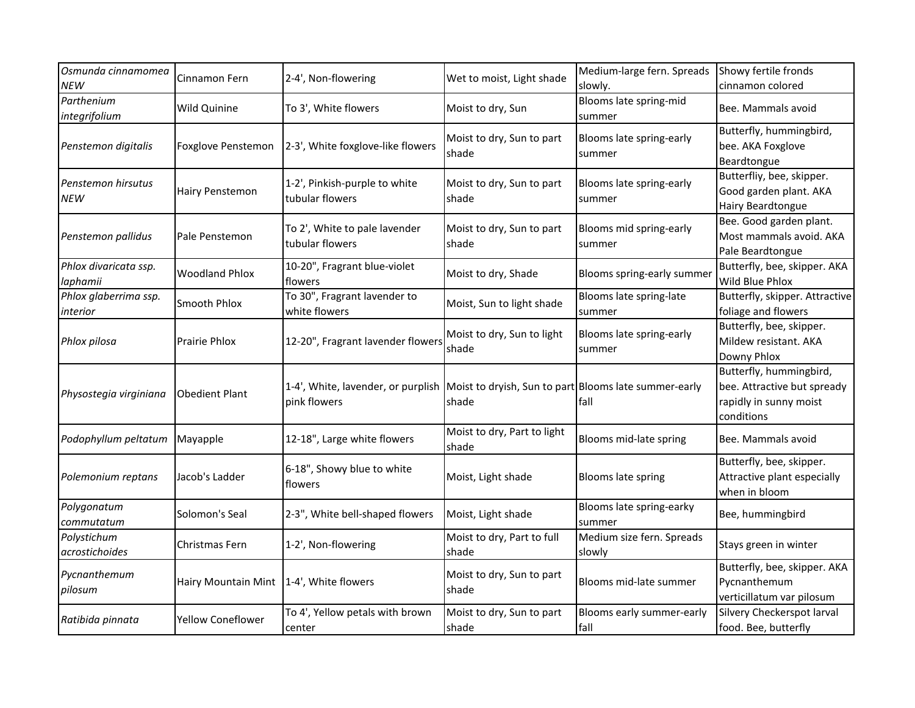| | | | | | |
|---|---|---|---|---|---|
| *Osmunda cinnamomea NEW* | Cinnamon Fern | 2-4', Non-flowering | Wet to moist, Light shade | Medium-large fern. Spreads slowly. | Showy fertile fronds cinnamon colored |
| *Parthenium integrifolium* | Wild Quinine | To 3', White flowers | Moist to dry, Sun | Blooms late spring-mid summer | Bee. Mammals avoid |
| *Penstemon digitalis* | Foxglove Penstemon | 2-3', White foxglove-like flowers | Moist to dry, Sun to part shade | Blooms late spring-early summer | Butterfly, hummingbird, bee. AKA Foxglove Beardtongue |
| *Penstemon hirsutus NEW* | Hairy Penstemon | 1-2', Pinkish-purple to white tubular flowers | Moist to dry, Sun to part shade | Blooms late spring-early summer | Butterfliy, bee, skipper. Good garden plant. AKA Hairy Beardtongue |
| *Penstemon pallidus* | Pale Penstemon | To 2', White to pale lavender tubular flowers | Moist to dry, Sun to part shade | Blooms mid spring-early summer | Bee. Good garden plant. Most mammals avoid. AKA Pale Beardtongue |
| *Phlox divaricata ssp. laphamii* | Woodland Phlox | 10-20", Fragrant blue-violet flowers | Moist to dry, Shade | Blooms spring-early summer | Butterfly, bee, skipper. AKA Wild Blue Phlox |
| *Phlox glaberrima ssp. interior* | Smooth Phlox | To 30", Fragrant lavender to white flowers | Moist, Sun to light shade | Blooms late spring-late summer | Butterfly, skipper. Attractive foliage and flowers |
| *Phlox pilosa* | Prairie Phlox | 12-20", Fragrant lavender flowers | Moist to dry, Sun to light shade | Blooms late spring-early summer | Butterfly, bee, skipper. Mildew resistant. AKA Downy Phlox |
| *Physostegia virginiana* | Obedient Plant | 1-4', White, lavender, or purplish pink flowers | Moist to dryish, Sun to part shade | Blooms late summer-early fall | Butterfly, hummingbird, bee. Attractive but spready rapidly in sunny moist conditions |
| *Podophyllum peltatum* | Mayapple | 12-18", Large white flowers | Moist to dry, Part to light shade | Blooms mid-late spring | Bee. Mammals avoid |
| *Polemonium reptans* | Jacob's Ladder | 6-18", Showy blue to white flowers | Moist, Light shade | Blooms late spring | Butterfly, bee, skipper. Attractive plant especially when in bloom |
| *Polygonatum commutatum* | Solomon's Seal | 2-3", White bell-shaped flowers | Moist, Light shade | Blooms late spring-earky summer | Bee, hummingbird |
| *Polystichum acrostichoides* | Christmas Fern | 1-2', Non-flowering | Moist to dry, Part to full shade | Medium size fern. Spreads slowly | Stays green in winter |
| *Pycnanthemum pilosum* | Hairy Mountain Mint | 1-4', White flowers | Moist to dry, Sun to part shade | Blooms mid-late summer | Butterfly, bee, skipper. AKA Pycnanthemum verticillatum var pilosum |
| *Ratibida pinnata* | Yellow Coneflower | To 4', Yellow petals with brown center | Moist to dry, Sun to part shade | Blooms early summer-early fall | Silvery Checkerspot larval food. Bee, butterfly |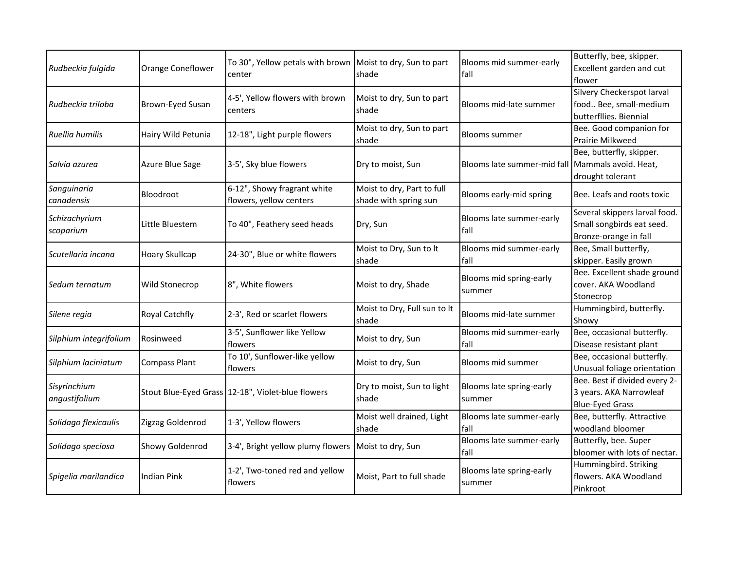| | | | | | |
|---|---|---|---|---|---|
| *Rudbeckia fulgida* | Orange Coneflower | To 30", Yellow petals with brown center | Moist to dry, Sun to part shade | Blooms mid summer-early fall | Butterfly, bee, skipper. Excellent garden and cut flower |
| *Rudbeckia triloba* | Brown-Eyed Susan | 4-5', Yellow flowers with brown centers | Moist to dry, Sun to part shade | Blooms mid-late summer | Silvery Checkerspot larval food.. Bee, small-medium butterfllies. Biennial |
| *Ruellia humilis* | Hairy Wild Petunia | 12-18", Light purple flowers | Moist to dry, Sun to part shade | Blooms summer | Bee. Good companion for Prairie Milkweed |
| *Salvia azurea* | Azure Blue Sage | 3-5', Sky blue flowers | Dry to moist, Sun | Blooms late summer-mid fall | Bee, butterfly, skipper. Mammals avoid. Heat, drought tolerant |
| *Sanguinaria canadensis* | Bloodroot | 6-12", Showy fragrant white flowers, yellow centers | Moist to dry, Part to full shade with spring sun | Blooms early-mid spring | Bee. Leafs and roots toxic |
| *Schizachyrium scoparium* | Little Bluestem | To 40", Feathery seed heads | Dry, Sun | Blooms late summer-early fall | Several skippers larval food. Small songbirds eat seed. Bronze-orange in fall |
| *Scutellaria incana* | Hoary Skullcap | 24-30", Blue or white flowers | Moist to Dry, Sun to lt shade | Blooms mid summer-early fall | Bee, Small butterfly, skipper. Easily grown |
| *Sedum ternatum* | Wild Stonecrop | 8", White flowers | Moist to dry, Shade | Blooms mid spring-early summer | Bee. Excellent shade ground cover. AKA Woodland Stonecrop |
| *Silene regia* | Royal Catchfly | 2-3', Red or scarlet flowers | Moist to Dry, Full sun to lt shade | Blooms mid-late summer | Hummingbird, butterfly. Showy |
| *Silphium integrifolium* | Rosinweed | 3-5', Sunflower like Yellow flowers | Moist to dry, Sun | Blooms mid summer-early fall | Bee, occasional butterfly. Disease resistant plant |
| *Silphium laciniatum* | Compass Plant | To 10', Sunflower-like yellow flowers | Moist to dry, Sun | Blooms mid summer | Bee, occasional butterfly. Unusual foliage orientation |
| *Sisyrinchium angustifolium* | Stout Blue-Eyed Grass | 12-18", Violet-blue flowers | Dry to moist, Sun to light shade | Blooms late spring-early summer | Bee. Best if divided every 2-3 years. AKA Narrowleaf Blue-Eyed Grass |
| *Solidago flexicaulis* | Zigzag Goldenrod | 1-3', Yellow flowers | Moist well drained, Light shade | Blooms late summer-early fall | Bee, butterfly. Attractive woodland bloomer |
| *Solidago speciosa* | Showy Goldenrod | 3-4', Bright yellow plumy flowers | Moist to dry, Sun | Blooms late summer-early fall | Butterfly, bee. Super bloomer with lots of nectar. |
| *Spigelia marilandica* | Indian Pink | 1-2', Two-toned red and yellow flowers | Moist, Part to full shade | Blooms late spring-early summer | Hummingbird. Striking flowers. AKA Woodland Pinkroot |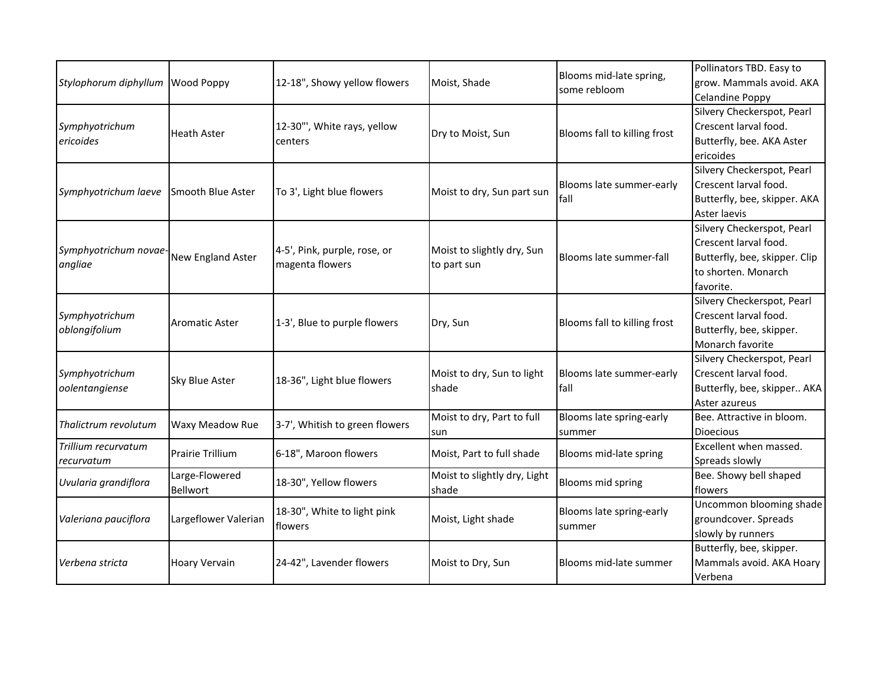| | | | | | |
|---|---|---|---|---|---|
| *Stylophorum diphyllum* | Wood Poppy | 12-18", Showy yellow flowers | Moist, Shade | Blooms mid-late spring, some rebloom | Pollinators TBD. Easy to grow. Mammals avoid. AKA Celandine Poppy |
| *Symphyotrichum ericoides* | Heath Aster | 12-30"', White rays, yellow centers | Dry to Moist, Sun | Blooms fall to killing frost | Silvery Checkerspot, Pearl Crescent larval food. Butterfly, bee. AKA Aster ericoides |
| *Symphyotrichum laeve* | Smooth Blue Aster | To 3', Light blue flowers | Moist to dry, Sun part sun | Blooms late summer-early fall | Silvery Checkerspot, Pearl Crescent larval food. Butterfly, bee, skipper. AKA Aster laevis |
| *Symphyotrichum novae-angliae* | New England Aster | 4-5', Pink, purple, rose, or magenta flowers | Moist to slightly dry, Sun to part sun | Blooms late summer-fall | Silvery Checkerspot, Pearl Crescent larval food. Butterfly, bee, skipper. Clip to shorten. Monarch favorite. |
| *Symphyotrichum oblongifolium* | Aromatic Aster | 1-3', Blue to purple flowers | Dry, Sun | Blooms fall to killing frost | Silvery Checkerspot, Pearl Crescent larval food. Butterfly, bee, skipper. Monarch favorite |
| *Symphyotrichum oolentangiense* | Sky Blue Aster | 18-36", Light blue flowers | Moist to dry, Sun to light shade | Blooms late summer-early fall | Silvery Checkerspot, Pearl Crescent larval food. Butterfly, bee, skipper.. AKA Aster azureus |
| *Thalictrum revolutum* | Waxy Meadow Rue | 3-7', Whitish to green flowers | Moist to dry, Part to full sun | Blooms late spring-early summer | Bee. Attractive in bloom. Dioecious |
| *Trillium recurvatum recurvatum* | Prairie Trillium | 6-18", Maroon flowers | Moist, Part to full shade | Blooms mid-late spring | Excellent when massed. Spreads slowly |
| *Uvularia grandiflora* | Large-Flowered Bellwort | 18-30", Yellow flowers | Moist to slightly dry, Light shade | Blooms mid spring | Bee. Showy bell shaped flowers |
| *Valeriana pauciflora* | Largeflower Valerian | 18-30", White to light pink flowers | Moist, Light shade | Blooms late spring-early summer | Uncommon blooming shade groundcover. Spreads slowly by runners |
| *Verbena stricta* | Hoary Vervain | 24-42", Lavender flowers | Moist to Dry, Sun | Blooms mid-late summer | Butterfly, bee, skipper. Mammals avoid. AKA Hoary Verbena |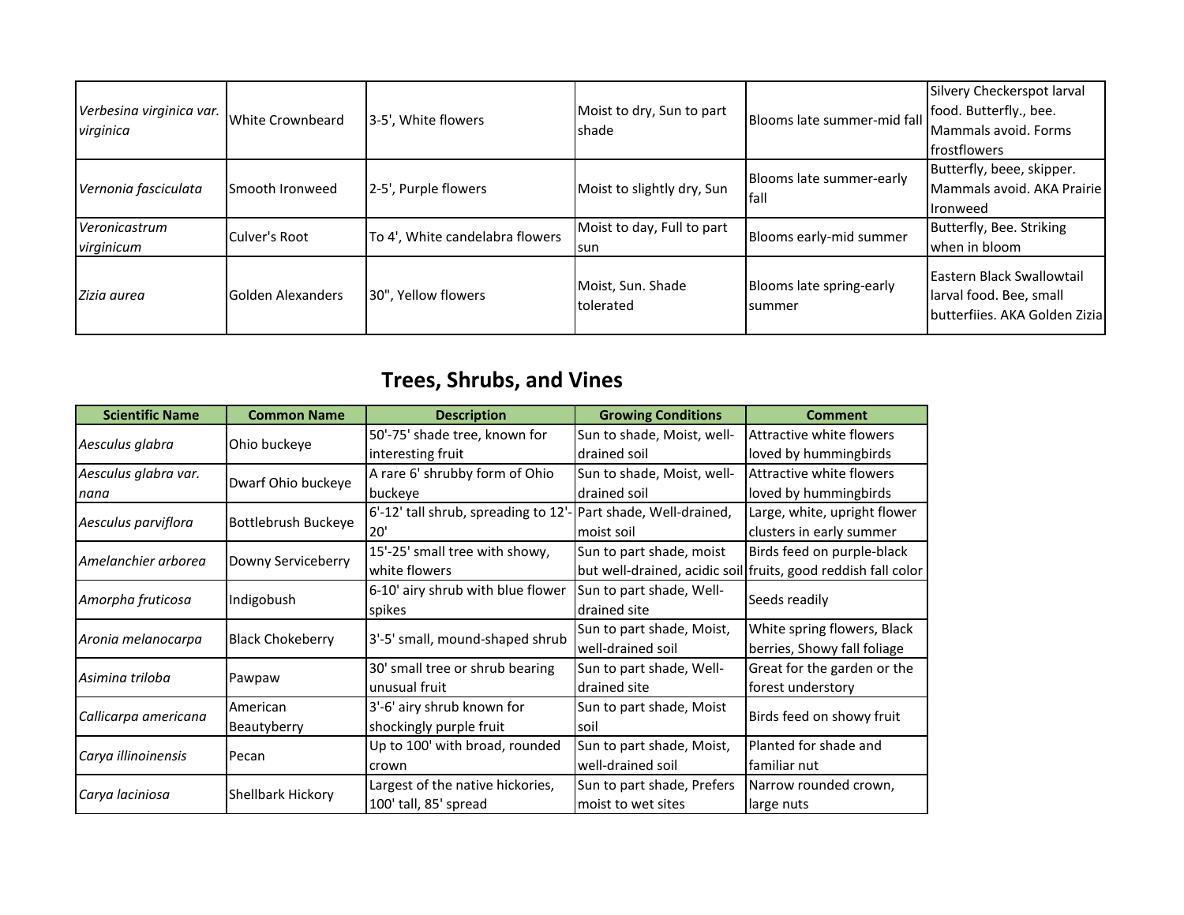| | | | | | |
|---|---|---|---|---|---|
| *Verbesina virginica var. virginica* | White Crownbeard | 3-5', White flowers | Moist to dry, Sun to part shade | Blooms late summer-mid fall | Silvery Checkerspot larval food. Butterfly., bee. Mammals avoid. Forms frostflowers |
| *Vernonia fasciculata* | Smooth Ironweed | 2-5', Purple flowers | Moist to slightly dry, Sun | Blooms late summer-early fall | Butterfly, beee, skipper. Mammals avoid. AKA Prairie Ironweed |
| *Veronicastrum virginicum* | Culver's Root | To 4', White candelabra flowers | Moist to day, Full to part sun | Blooms early-mid summer | Butterfly, Bee. Striking when in bloom |
| *Zizia aurea* | Golden Alexanders | 30", Yellow flowers | Moist, Sun. Shade tolerated | Blooms late spring-early summer | Eastern Black Swallowtail larval food. Bee, small butterfiies. AKA Golden Zizia |

## Trees, Shrubs, and Vines

| Scientific Name | Common Name | Description | Growing Conditions | Comment |
|---|---|---|---|---|
| *Aesculus glabra* | Ohio buckeye | 50'-75' shade tree, known for interesting fruit | Sun to shade, Moist, well-drained soil | Attractive white flowers loved by hummingbirds |
| *Aesculus glabra var. nana* | Dwarf Ohio buckeye | A rare 6' shrubby form of Ohio buckeye | Sun to shade, Moist, well-drained soil | Attractive white flowers loved by hummingbirds |
| *Aesculus parviflora* | Bottlebrush Buckeye | 6'-12' tall shrub, spreading to 12'-20' | Part shade, Well-drained, moist soil | Large, white, upright flower clusters in early summer |
| *Amelanchier arborea* | Downy Serviceberry | 15'-25' small tree with showy, white flowers | Sun to part shade, moist but well-drained, acidic soil | Birds feed on purple-black fruits, good reddish fall color |
| *Amorpha fruticosa* | Indigobush | 6-10' airy shrub with blue flower spikes | Sun to part shade, Well-drained site | Seeds readily |
| *Aronia melanocarpa* | Black Chokeberry | 3'-5' small, mound-shaped shrub | Sun to part shade, Moist, well-drained soil | White spring flowers, Black berries, Showy fall foliage |
| *Asimina triloba* | Pawpaw | 30' small tree or shrub bearing unusual fruit | Sun to part shade, Well-drained site | Great for the garden or the forest understory |
| *Callicarpa americana* | American Beautyberry | 3'-6' airy shrub known for shockingly purple fruit | Sun to part shade, Moist soil | Birds feed on showy fruit |
| *Carya illinoinensis* | Pecan | Up to 100' with broad, rounded crown | Sun to part shade, Moist, well-drained soil | Planted for shade and familiar nut |
| *Carya laciniosa* | Shellbark Hickory | Largest of the native hickories, 100' tall, 85' spread | Sun to part shade, Prefers moist to wet sites | Narrow rounded crown, large nuts |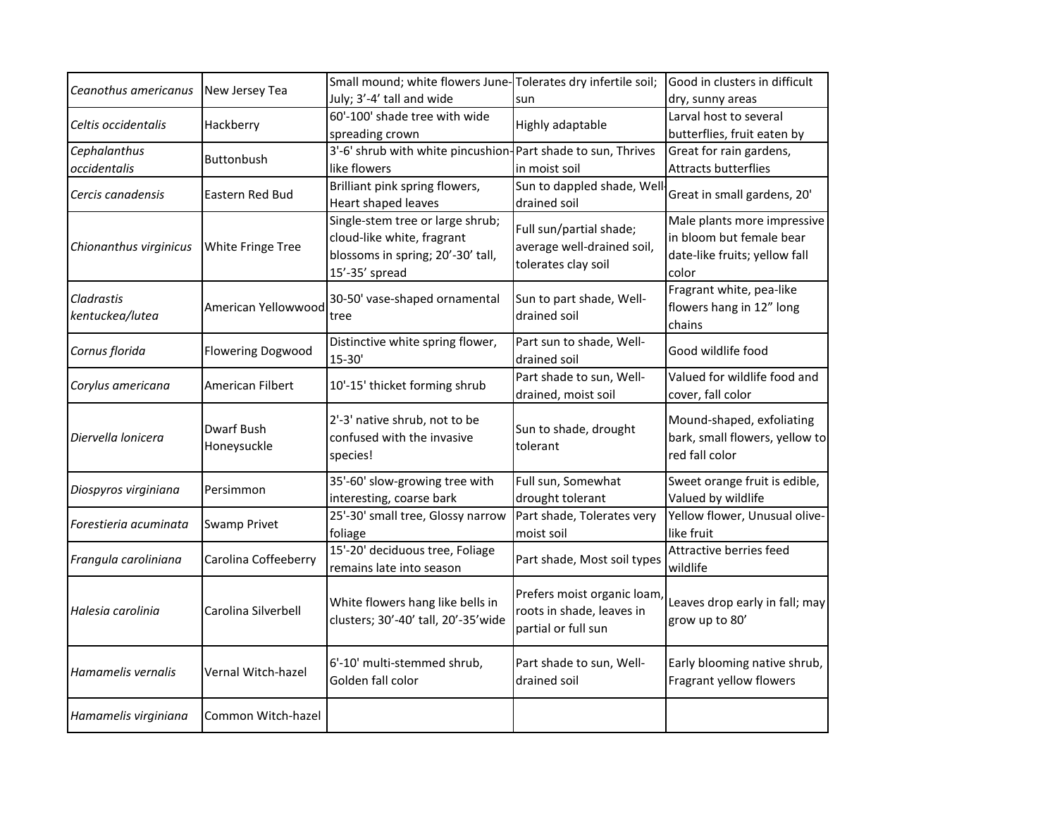| | | | | |
|---|---|---|---|---|
| *Ceanothus americanus* | New Jersey Tea | Small mound; white flowers June-July; 3'-4' tall and wide | Tolerates dry infertile soil; sun | Good in clusters in difficult dry, sunny areas |
| *Celtis occidentalis* | Hackberry | 60'-100' shade tree with wide spreading crown | Highly adaptable | Larval host to several butterflies, fruit eaten by |
| *Cephalanthus occidentalis* | Buttonbush | 3'-6' shrub with white pincushion-like flowers | Part shade to sun, Thrives in moist soil | Great for rain gardens, Attracts butterflies |
| *Cercis canadensis* | Eastern Red Bud | Brilliant pink spring flowers, Heart shaped leaves | Sun to dappled shade, Well-drained soil | Great in small gardens, 20' |
| *Chionanthus virginicus* | White Fringe Tree | Single-stem tree or large shrub; cloud-like white, fragrant blossoms in spring; 20'-30' tall, 15'-35' spread | Full sun/partial shade; average well-drained soil, tolerates clay soil | Male plants more impressive in bloom but female bear date-like fruits; yellow fall color |
| *Cladrastis kentuckea/lutea* | American Yellowwood | 30-50' vase-shaped ornamental tree | Sun to part shade, Well-drained soil | Fragrant white, pea-like flowers hang in 12" long chains |
| *Cornus florida* | Flowering Dogwood | Distinctive white spring flower, 15-30' | Part sun to shade, Well-drained soil | Good wildlife food |
| *Corylus americana* | American Filbert | 10'-15' thicket forming shrub | Part shade to sun, Well-drained, moist soil | Valued for wildlife food and cover, fall color |
| *Diervella lonicera* | Dwarf Bush Honeysuckle | 2'-3' native shrub, not to be confused with the invasive species! | Sun to shade, drought tolerant | Mound-shaped, exfoliating bark, small flowers, yellow to red fall color |
| *Diospyros virginiana* | Persimmon | 35'-60' slow-growing tree with interesting, coarse bark | Full sun, Somewhat drought tolerant | Sweet orange fruit is edible, Valued by wildlife |
| *Forestieria acuminata* | Swamp Privet | 25'-30' small tree, Glossy narrow foliage | Part shade, Tolerates very moist soil | Yellow flower, Unusual olive-like fruit |
| *Frangula caroliniana* | Carolina Coffeeberry | 15'-20' deciduous tree, Foliage remains late into season | Part shade, Most soil types | Attractive berries feed wildlife |
| *Halesia carolinia* | Carolina Silverbell | White flowers hang like bells in clusters; 30'-40' tall, 20'-35'wide | Prefers moist organic loam, roots in shade, leaves in partial or full sun | Leaves drop early in fall; may grow up to 80' |
| *Hamamelis vernalis* | Vernal Witch-hazel | 6'-10' multi-stemmed shrub, Golden fall color | Part shade to sun, Well-drained soil | Early blooming native shrub, Fragrant yellow flowers |
| *Hamamelis virginiana* | Common Witch-hazel | | | |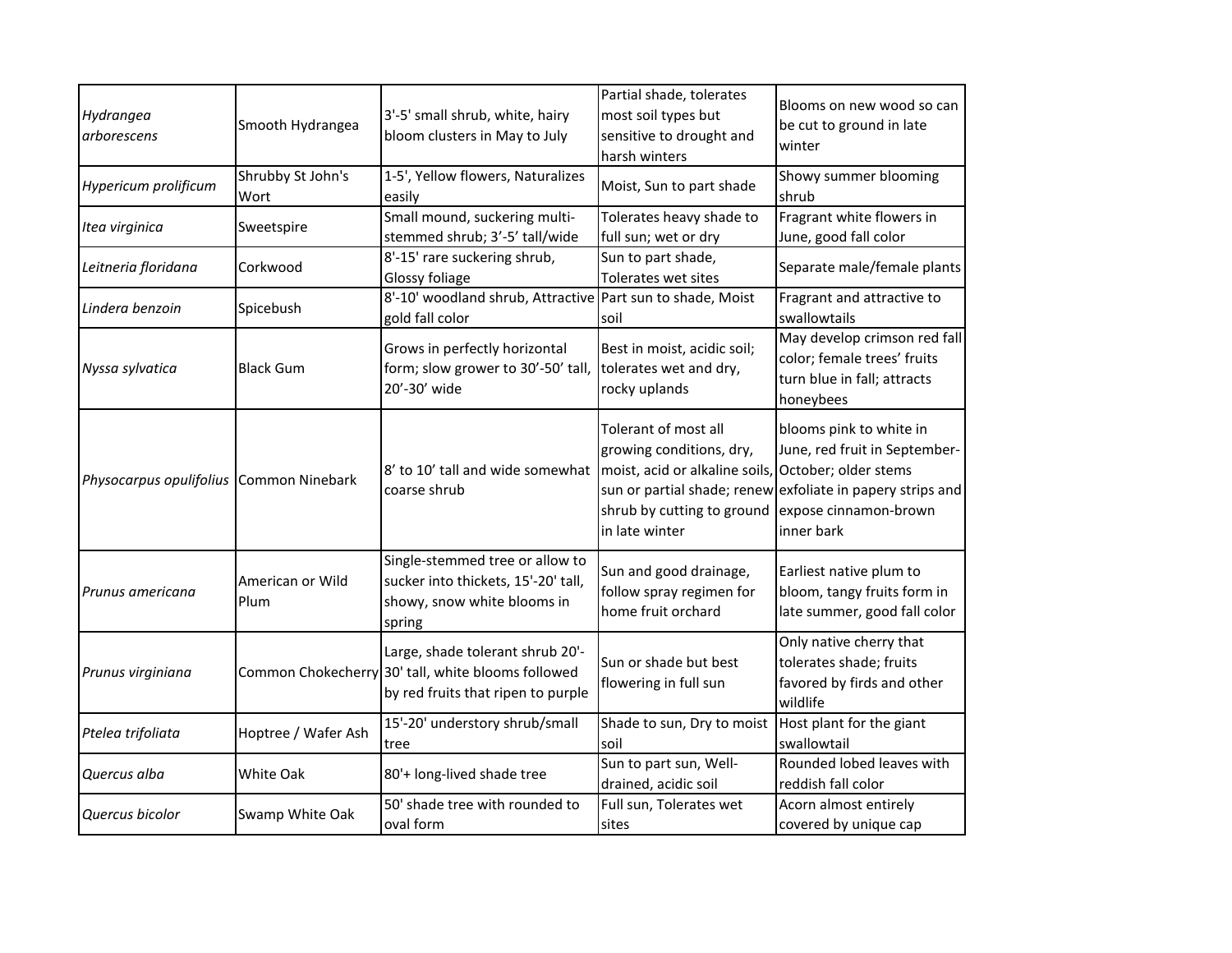| | | | | |
|---|---|---|---|---|
| *Hydrangea arborescens* | Smooth Hydrangea | 3'-5' small shrub, white, hairy bloom clusters in May to July | Partial shade, tolerates most soil types but sensitive to drought and harsh winters | Blooms on new wood so can be cut to ground in late winter |
| *Hypericum prolificum* | Shrubby St John's Wort | 1-5', Yellow flowers, Naturalizes easily | Moist, Sun to part shade | Showy summer blooming shrub |
| *Itea virginica* | Sweetspire | Small mound, suckering multi-stemmed shrub; 3'-5' tall/wide | Tolerates heavy shade to full sun; wet or dry | Fragrant white flowers in June, good fall color |
| *Leitneria floridana* | Corkwood | 8'-15' rare suckering shrub, Glossy foliage | Sun to part shade, Tolerates wet sites | Separate male/female plants |
| *Lindera benzoin* | Spicebush | 8'-10' woodland shrub, Attractive gold fall color | Part sun to shade, Moist soil | Fragrant and attractive to swallowtails |
| *Nyssa sylvatica* | Black Gum | Grows in perfectly horizontal form; slow grower to 30'-50' tall, 20'-30' wide | Best in moist, acidic soil; tolerates wet and dry, rocky uplands | May develop crimson red fall color; female trees' fruits turn blue in fall; attracts honeybees |
| *Physocarpus opulifolius* | Common Ninebark | 8' to 10' tall and wide somewhat coarse shrub | Tolerant of most all growing conditions, dry, moist, acid or alkaline soils, sun or partial shade; renew shrub by cutting to ground in late winter | blooms pink to white in June, red fruit in September-October; older stems exfoliate in papery strips and expose cinnamon-brown inner bark |
| *Prunus americana* | American or Wild Plum | Single-stemmed tree or allow to sucker into thickets, 15'-20' tall, showy, snow white blooms in spring | Sun and good drainage, follow spray regimen for home fruit orchard | Earliest native plum to bloom, tangy fruits form in late summer, good fall color |
| *Prunus virginiana* | Common Chokecherry | Large, shade tolerant shrub 20'-30' tall, white blooms followed by red fruits that ripen to purple | Sun or shade but best flowering in full sun | Only native cherry that tolerates shade; fruits favored by firds and other wildlife |
| *Ptelea trifoliata* | Hoptree / Wafer Ash | 15'-20' understory shrub/small tree | Shade to sun, Dry to moist soil | Host plant for the giant swallowtail |
| *Quercus alba* | White Oak | 80'+ long-lived shade tree | Sun to part sun, Well-drained, acidic soil | Rounded lobed leaves with reddish fall color |
| *Quercus bicolor* | Swamp White Oak | 50' shade tree with rounded to oval form | Full sun, Tolerates wet sites | Acorn almost entirely covered by unique cap |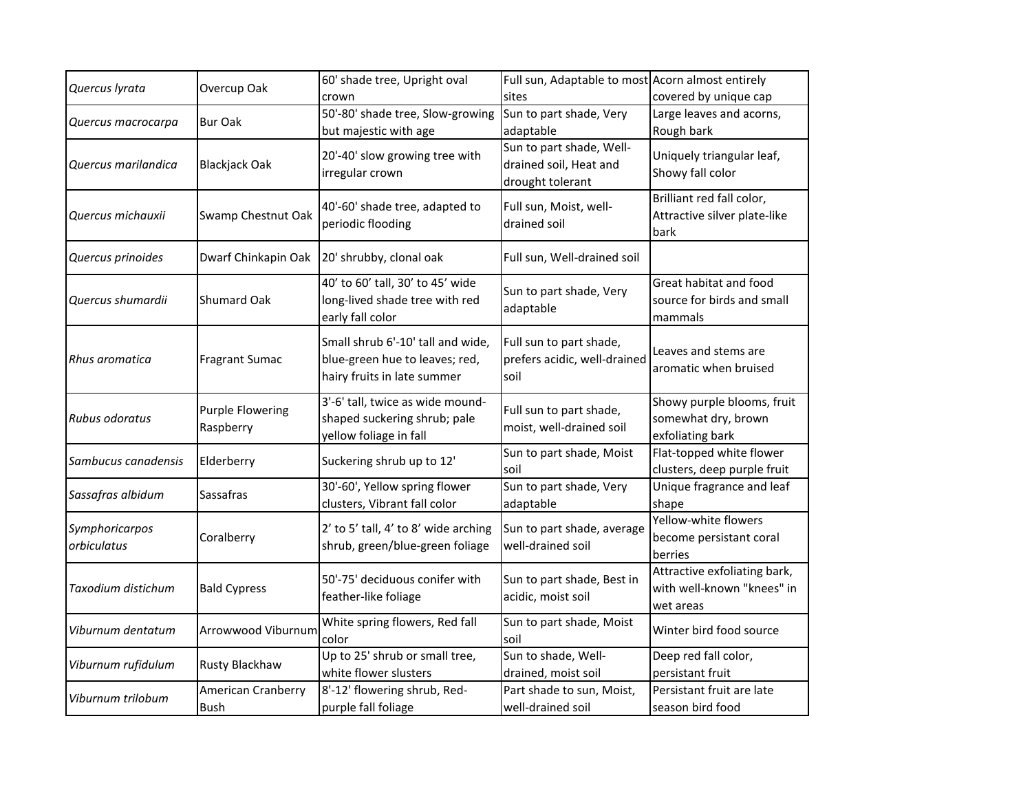| | | | | |
|---|---|---|---|---|
| *Quercus lyrata* | Overcup Oak | 60' shade tree, Upright oval crown | Full sun, Adaptable to most sites | Acorn almost entirely covered by unique cap |
| *Quercus macrocarpa* | Bur Oak | 50'-80' shade tree, Slow-growing but majestic with age | Sun to part shade, Very adaptable | Large leaves and acorns, Rough bark |
| *Quercus marilandica* | Blackjack Oak | 20'-40' slow growing tree with irregular crown | Sun to part shade, Well-drained soil, Heat and drought tolerant | Uniquely triangular leaf, Showy fall color |
| *Quercus michauxii* | Swamp Chestnut Oak | 40'-60' shade tree, adapted to periodic flooding | Full sun, Moist, well-drained soil | Brilliant red fall color, Attractive silver plate-like bark |
| *Quercus prinoides* | Dwarf Chinkapin Oak | 20' shrubby, clonal oak | Full sun, Well-drained soil | |
| *Quercus shumardii* | Shumard Oak | 40' to 60' tall, 30' to 45' wide long-lived shade tree with red early fall color | Sun to part shade, Very adaptable | Great habitat and food source for birds and small mammals |
| *Rhus aromatica* | Fragrant Sumac | Small shrub 6'-10' tall and wide, blue-green hue to leaves; red, hairy fruits in late summer | Full sun to part shade, prefers acidic, well-drained soil | Leaves and stems are aromatic when bruised |
| *Rubus odoratus* | Purple Flowering Raspberry | 3'-6' tall, twice as wide mound-shaped suckering shrub; pale yellow foliage in fall | Full sun to part shade, moist, well-drained soil | Showy purple blooms, fruit somewhat dry, brown exfoliating bark |
| *Sambucus canadensis* | Elderberry | Suckering shrub up to 12' | Sun to part shade, Moist soil | Flat-topped white flower clusters, deep purple fruit |
| *Sassafras albidum* | Sassafras | 30'-60', Yellow spring flower clusters, Vibrant fall color | Sun to part shade, Very adaptable | Unique fragrance and leaf shape |
| *Symphoricarpos orbiculatus* | Coralberry | 2' to 5' tall, 4' to 8' wide arching shrub, green/blue-green foliage | Sun to part shade, average well-drained soil | Yellow-white flowers become persistant coral berries |
| *Taxodium distichum* | Bald Cypress | 50'-75' deciduous conifer with feather-like foliage | Sun to part shade, Best in acidic, moist soil | Attractive exfoliating bark, with well-known "knees" in wet areas |
| *Viburnum dentatum* | Arrowwood Viburnum | White spring flowers, Red fall color | Sun to part shade, Moist soil | Winter bird food source |
| *Viburnum rufidulum* | Rusty Blackhaw | Up to 25' shrub or small tree, white flower slusters | Sun to shade, Well-drained, moist soil | Deep red fall color, persistant fruit |
| *Viburnum trilobum* | American Cranberry Bush | 8'-12' flowering shrub, Red-purple fall foliage | Part shade to sun, Moist, well-drained soil | Persistant fruit are late season bird food |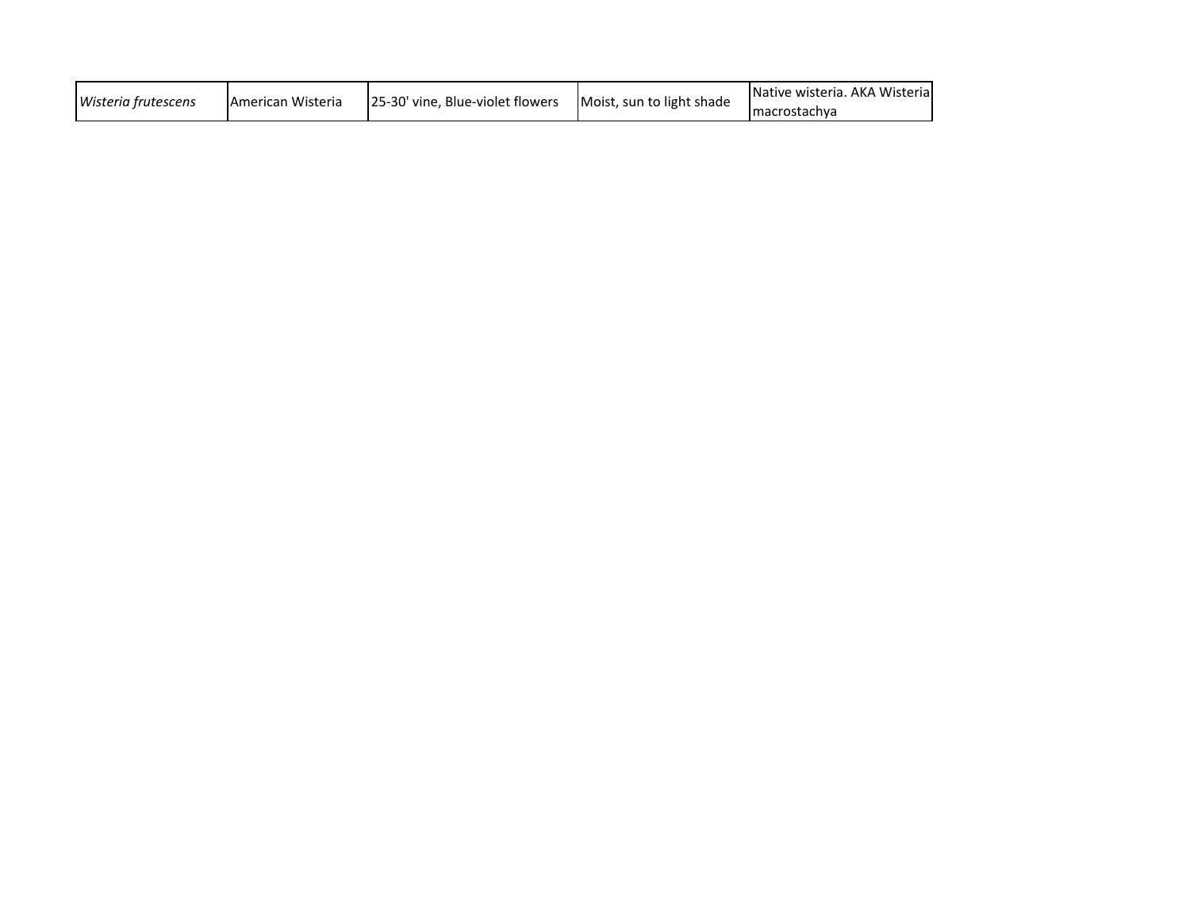| | | | | |
|---|---|---|---|---|
| *Wisteria frutescens* | American Wisteria | 25-30' vine, Blue-violet flowers | Moist, sun to light shade | Native wisteria. AKA Wisteria macrostachya |